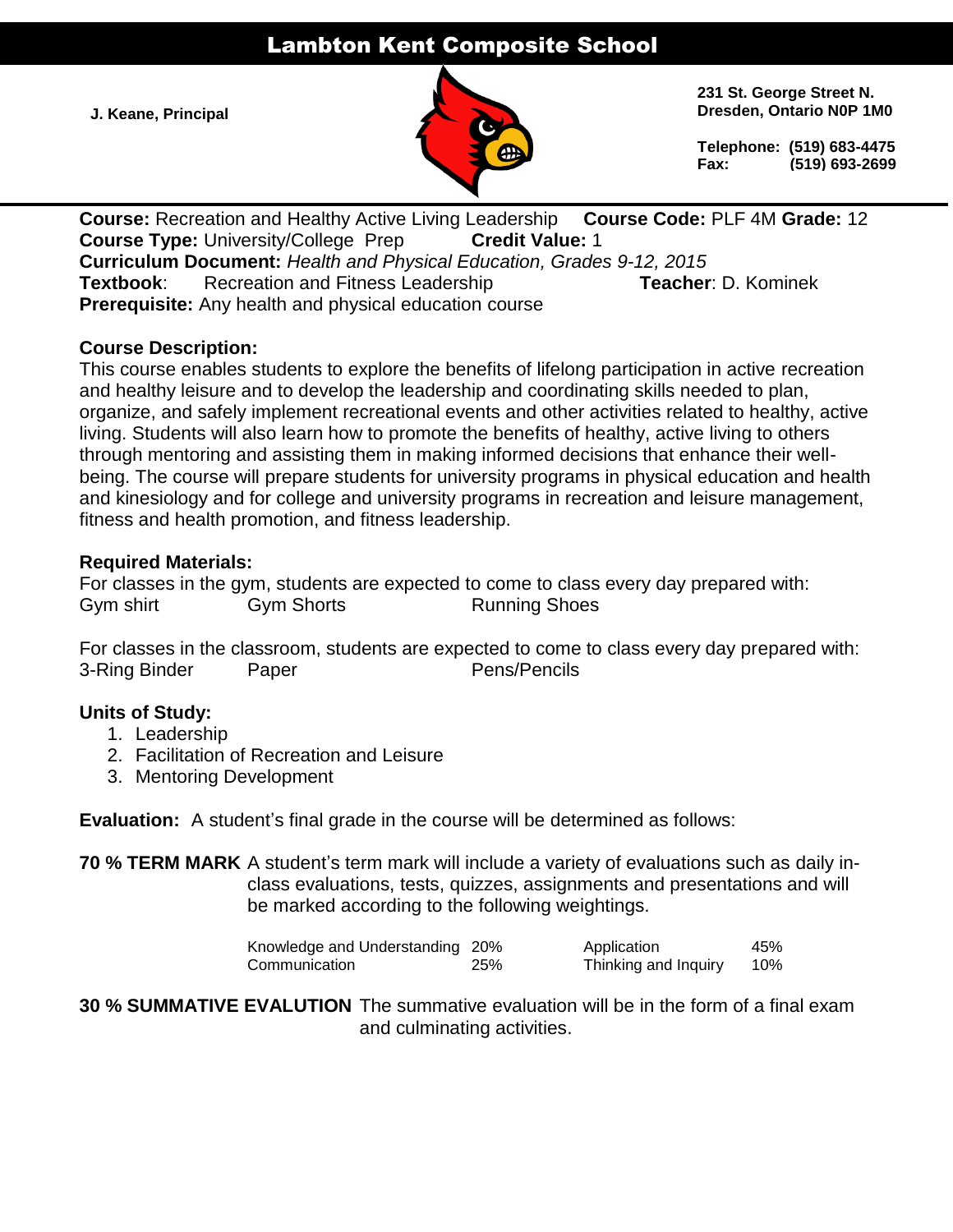# Lambton Kent Composite School

**J. Keane, Principal**

**231 St. George Street N.**
**Dresden, Ontario N0P 1M0**

**Telephone: (519) 683-4475**
**Fax: (519) 693-2699**

**Course:** Recreation and Healthy Active Living Leadership **Course Code:** PLF 4M **Grade:** 12
**Course Type:** University/College Prep **Credit Value:** 1
**Curriculum Document:** *Health and Physical Education, Grades 9-12, 2015*
**Textbook**: Recreation and Fitness Leadership **Teacher**: D. Kominek
**Prerequisite:** Any health and physical education course

**Course Description:**
This course enables students to explore the benefits of lifelong participation in active recreation and healthy leisure and to develop the leadership and coordinating skills needed to plan, organize, and safely implement recreational events and other activities related to healthy, active living. Students will also learn how to promote the benefits of healthy, active living to others through mentoring and assisting them in making informed decisions that enhance their well-being. The course will prepare students for university programs in physical education and health and kinesiology and for college and university programs in recreation and leisure management, fitness and health promotion, and fitness leadership.

**Required Materials:**
For classes in the gym, students are expected to come to class every day prepared with:
Gym shirt Gym Shorts Running Shoes

For classes in the classroom, students are expected to come to class every day prepared with:
3-Ring Binder Paper Pens/Pencils

**Units of Study:**
1. Leadership
2. Facilitation of Recreation and Leisure
3. Mentoring Development

**Evaluation:** A student's final grade in the course will be determined as follows:

**70 % TERM MARK** A student's term mark will include a variety of evaluations such as daily in-class evaluations, tests, quizzes, assignments and presentations and will be marked according to the following weightings.

| | | | |
|---|---|---|---|
| Knowledge and Understanding | 20% | Application | 45% |
| Communication | 25% | Thinking and Inquiry | 10% |

**30 % SUMMATIVE EVALUTION** The summative evaluation will be in the form of a final exam and culminating activities.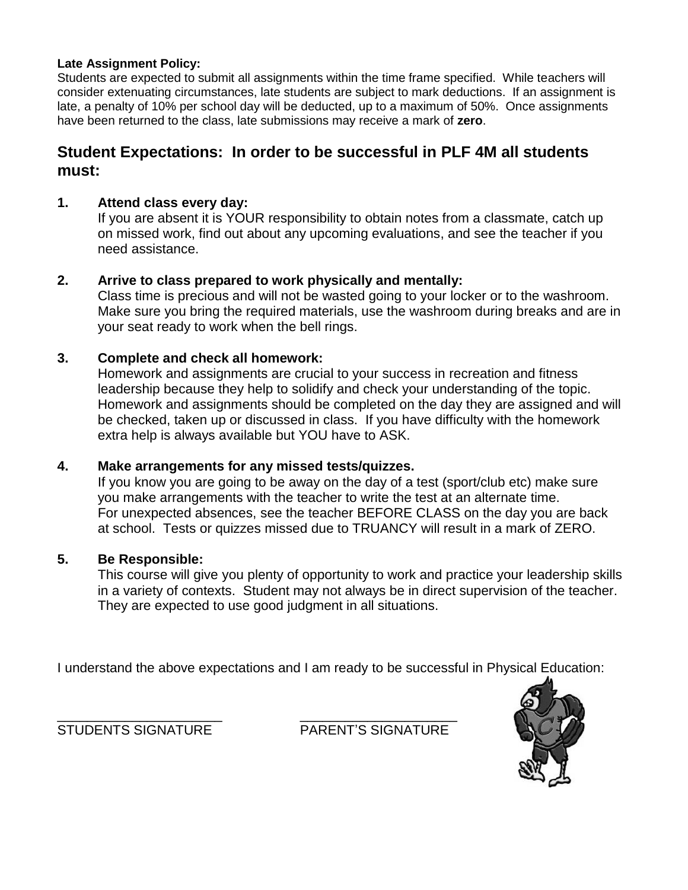**Late Assignment Policy:**
Students are expected to submit all assignments within the time frame specified. While teachers will consider extenuating circumstances, late students are subject to mark deductions. If an assignment is late, a penalty of 10% per school day will be deducted, up to a maximum of 50%. Once assignments have been returned to the class, late submissions may receive a mark of **zero**.

## Student Expectations: In order to be successful in PLF 4M all students must:

1. **Attend class every day:**
   If you are absent it is YOUR responsibility to obtain notes from a classmate, catch up on missed work, find out about any upcoming evaluations, and see the teacher if you need assistance.

2. **Arrive to class prepared to work physically and mentally:**
   Class time is precious and will not be wasted going to your locker or to the washroom. Make sure you bring the required materials, use the washroom during breaks and are in your seat ready to work when the bell rings.

3. **Complete and check all homework:**
   Homework and assignments are crucial to your success in recreation and fitness leadership because they help to solidify and check your understanding of the topic. Homework and assignments should be completed on the day they are assigned and will be checked, taken up or discussed in class. If you have difficulty with the homework extra help is always available but YOU have to ASK.

4. **Make arrangements for any missed tests/quizzes.**
   If you know you are going to be away on the day of a test (sport/club etc) make sure you make arrangements with the teacher to write the test at an alternate time. For unexpected absences, see the teacher BEFORE CLASS on the day you are back at school. Tests or quizzes missed due to TRUANCY will result in a mark of ZERO.

5. **Be Responsible:**
   This course will give you plenty of opportunity to work and practice your leadership skills in a variety of contexts. Student may not always be in direct supervision of the teacher. They are expected to use good judgment in all situations.

I understand the above expectations and I am ready to be successful in Physical Education:

______________________ ____________________

STUDENTS SIGNATURE PARENT'S SIGNATURE